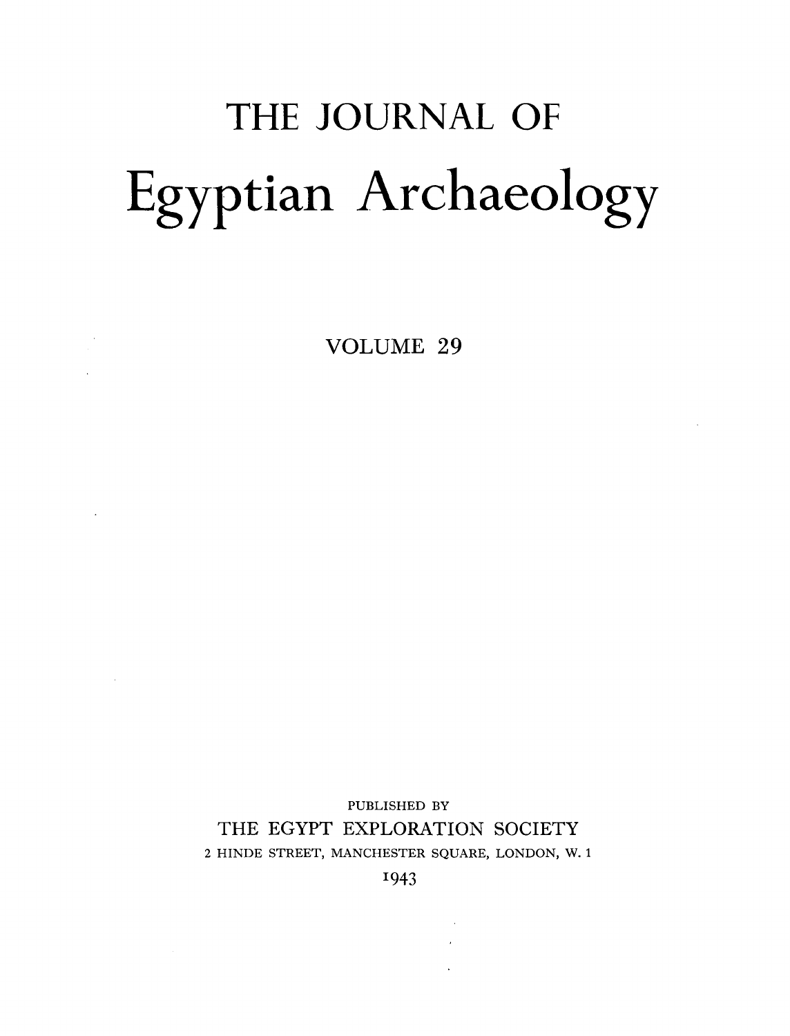# THE JOURNAL OF

# Egyptian Archaeology

## VOLUME 29

PUBLISHED BY

THE EGYPT EXPLORATION SOCIETY

2 HINDE STREET, MANCHESTER SQUARE, LONDON, W. 1

1943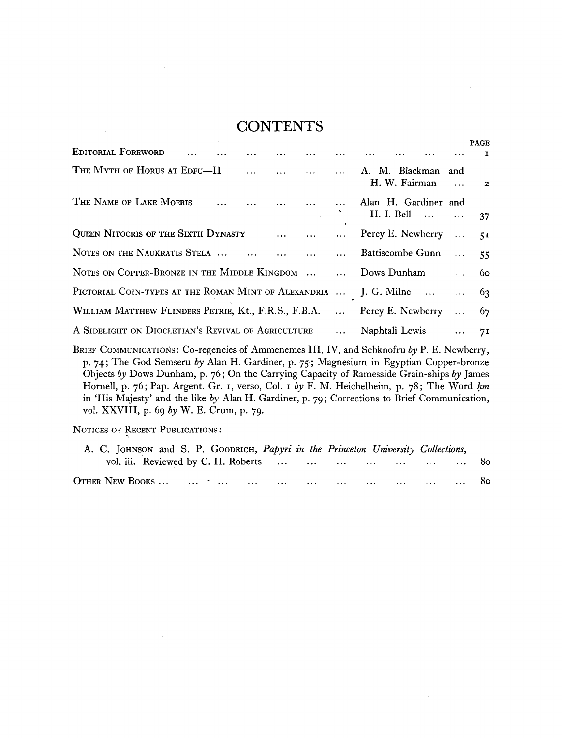# CONTENTS

| | | PAGE |
|---|---|---|
| EDITORIAL FOREWORD | | 1 |
| THE MYTH OF HORUS AT EDFU—II | A. M. Blackman and H. W. Fairman | 2 |
| THE NAME OF LAKE MOERIS | Alan H. Gardiner and H. I. Bell | 37 |
| QUEEN NITOCRIS OF THE SIXTH DYNASTY | Percy E. Newberry | 51 |
| NOTES ON THE NAUKRATIS STELA | Battiscombe Gunn | 55 |
| NOTES ON COPPER-BRONZE IN THE MIDDLE KINGDOM | Dows Dunham | 60 |
| PICTORIAL COIN-TYPES AT THE ROMAN MINT OF ALEXANDRIA | J. G. Milne | 63 |
| WILLIAM MATTHEW FLINDERS PETRIE, Kt., F.R.S., F.B.A. | Percy E. Newberry | 67 |
| A SIDELIGHT ON DIOCLETIAN'S REVIVAL OF AGRICULTURE | Naphtali Lewis | 71 |

BRIEF COMMUNICATIONS: Co-regencies of Ammenemes III, IV, and Sebknofru *by* P. E. Newberry, p. 74; The God Semseru *by* Alan H. Gardiner, p. 75; Magnesium in Egyptian Copper-bronze Objects *by* Dows Dunham, p. 76; On the Carrying Capacity of Ramesside Grain-ships *by* James Hornell, p. 76; Pap. Argent. Gr. 1, verso, Col. 1 *by* F. M. Heichelheim, p. 78; The Word *ḥm* in 'His Majesty' and the like *by* Alan H. Gardiner, p. 79; Corrections to Brief Communication, vol. XXVIII, p. 69 *by* W. E. Crum, p. 79.

NOTICES OF RECENT PUBLICATIONS:

| | PAGE |
|---|---|
| A. C. JOHNSON and S. P. GOODRICH, *Papyri in the Princeton University Collections*, vol. iii. Reviewed by C. H. Roberts | 80 |
| OTHER NEW BOOKS | 80 |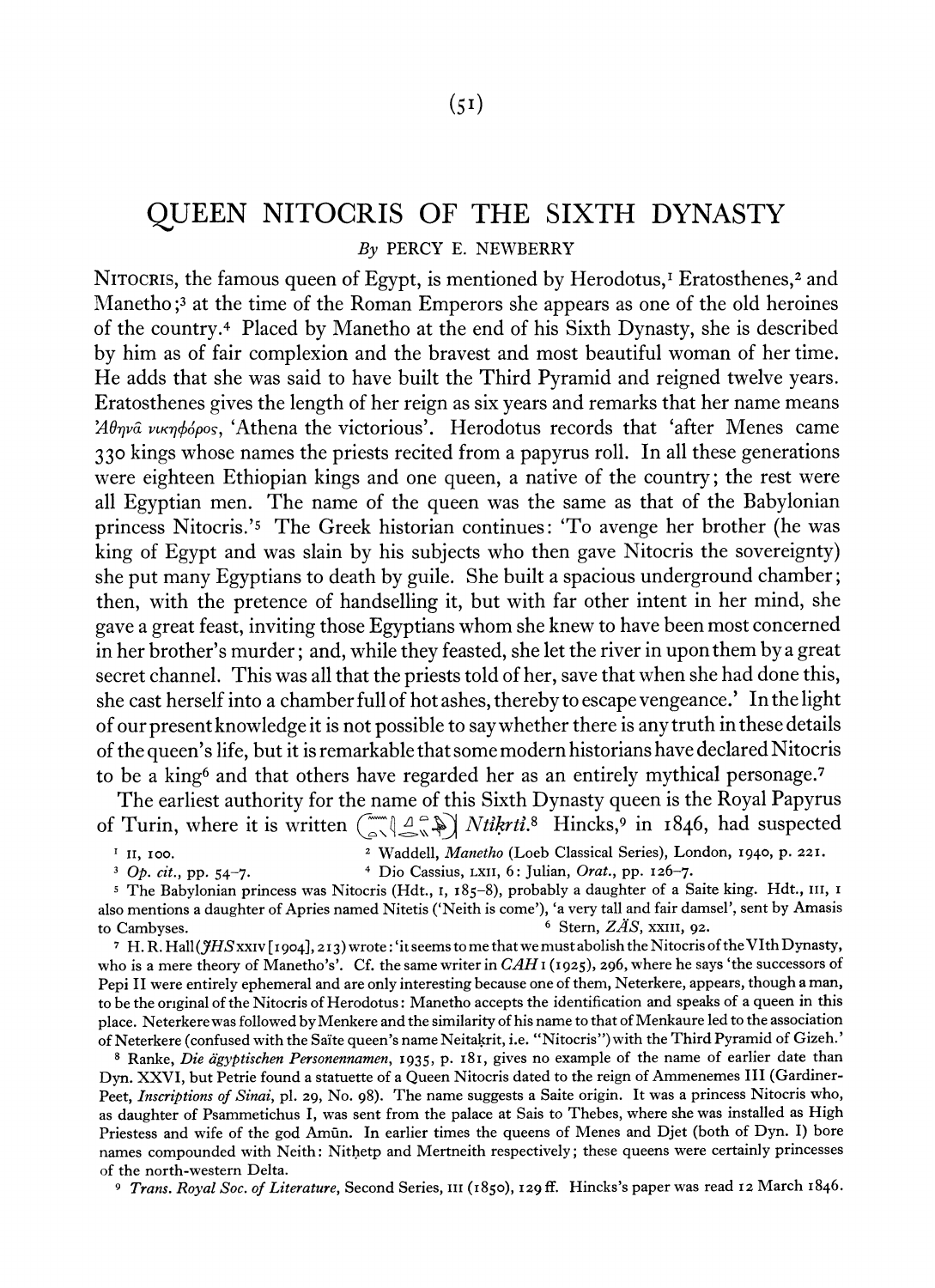# QUEEN NITOCRIS OF THE SIXTH DYNASTY

*By* PERCY E. NEWBERRY

NITOCRIS, the famous queen of Egypt, is mentioned by Herodotus,[1] Eratosthenes,[2] and Manetho;[3] at the time of the Roman Emperors she appears as one of the old heroines of the country.[4] Placed by Manetho at the end of his Sixth Dynasty, she is described by him as of fair complexion and the bravest and most beautiful woman of her time. He adds that she was said to have built the Third Pyramid and reigned twelve years. Eratosthenes gives the length of her reign as six years and remarks that her name means Ἀθηνᾶ νικηφόρος, 'Athena the victorious'. Herodotus records that 'after Menes came 330 kings whose names the priests recited from a papyrus roll. In all these generations were eighteen Ethiopian kings and one queen, a native of the country; the rest were all Egyptian men. The name of the queen was the same as that of the Babylonian princess Nitocris.'[5] The Greek historian continues: 'To avenge her brother (he was king of Egypt and was slain by his subjects who then gave Nitocris the sovereignty) she put many Egyptians to death by guile. She built a spacious underground chamber; then, with the pretence of handselling it, but with far other intent in her mind, she gave a great feast, inviting those Egyptians whom she knew to have been most concerned in her brother's murder; and, while they feasted, she let the river in upon them by a great secret channel. This was all that the priests told of her, save that when she had done this, she cast herself into a chamber full of hot ashes, thereby to escape vengeance.' In the light of our present knowledge it is not possible to say whether there is any truth in these details of the queen's life, but it is remarkable that some modern historians have declared Nitocris to be a king[6] and that others have regarded her as an entirely mythical personage.[7]

The earliest authority for the name of this Sixth Dynasty queen is the Royal Papyrus of Turin, where it is written [hieroglyphs] *Ntiḳrti*.[8] Hincks,[9] in 1846, had suspected

---

[1] II, 100.

[2] Waddell, *Manetho* (Loeb Classical Series), London, 1940, p. 221.

[3] *Op. cit.*, pp. 54–7.

[4] Dio Cassius, LXII, 6: Julian, *Orat.*, pp. 126–7.

[5] The Babylonian princess was Nitocris (Hdt., I, 185–8), probably a daughter of a Saite king. Hdt., III, I also mentions a daughter of Apries named Nitetis ('Neith is come'), 'a very tall and fair damsel', sent by Amasis to Cambyses.

[6] Stern, *ZÄS*, XXIII, 92.

[7] H. R. Hall (*JHS* XXIV [1904], 213) wrote: 'it seems to me that we must abolish the Nitocris of the VIth Dynasty, who is a mere theory of Manetho's'. Cf. the same writer in *CAH* I (1925), 296, where he says 'the successors of Pepi II were entirely ephemeral and are only interesting because one of them, Neterkere, appears, though a man, to be the original of the Nitocris of Herodotus: Manetho accepts the identification and speaks of a queen in this place. Neterkere was followed by Menkere and the similarity of his name to that of Menkaure led to the association of Neterkere (confused with the Saïte queen's name Neitaḳrit, i.e. "Nitocris") with the Third Pyramid of Gizeh.'

[8] Ranke, *Die ägyptischen Personennamen*, 1935, p. 181, gives no example of the name of earlier date than Dyn. XXVI, but Petrie found a statuette of a Queen Nitocris dated to the reign of Ammenemes III (Gardiner-Peet, *Inscriptions of Sinai*, pl. 29, No. 98). The name suggests a Saite origin. It was a princess Nitocris who, as daughter of Psammetichus I, was sent from the palace at Sais to Thebes, where she was installed as High Priestess and wife of the god Amūn. In earlier times the queens of Menes and Djet (both of Dyn. I) bore names compounded with Neith: Nitḥetp and Mertneith respectively; these queens were certainly princesses of the north-western Delta.

[9] *Trans. Royal Soc. of Literature*, Second Series, III (1850), 129 ff. Hincks's paper was read 12 March 1846.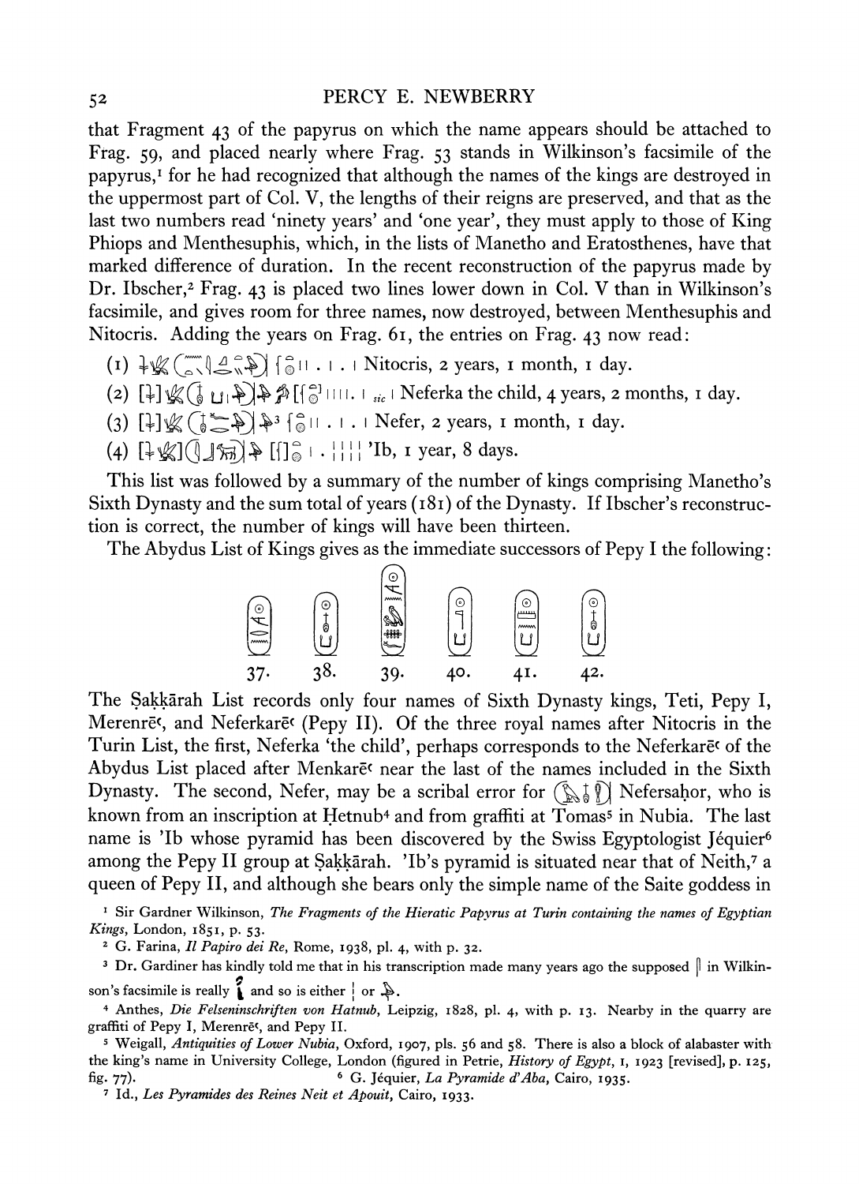that Fragment 43 of the papyrus on which the name appears should be attached to Frag. 59, and placed nearly where Frag. 53 stands in Wilkinson's facsimile of the papyrus,[1] for he had recognized that although the names of the kings are destroyed in the uppermost part of Col. V, the lengths of their reigns are preserved, and that as the last two numbers read 'ninety years' and 'one year', they must apply to those of King Phiops and Menthesuphis, which, in the lists of Manetho and Eratosthenes, have that marked difference of duration. In the recent reconstruction of the papyrus made by Dr. Ibscher,[2] Frag. 43 is placed two lines lower down in Col. V than in Wilkinson's facsimile, and gives room for three names, now destroyed, between Menthesuphis and Nitocris. Adding the years on Frag. 61, the entries on Frag. 43 now read:

(1) [hieroglyphs] Nitocris, 2 years, 1 month, 1 day.
(2) [hieroglyphs] *sic* Neferka the child, 4 years, 2 months, 1 day.
(3) [hieroglyphs][3] Nefer, 2 years, 1 month, 1 day.
(4) [hieroglyphs] 'Ib, 1 year, 8 days.

This list was followed by a summary of the number of kings comprising Manetho's Sixth Dynasty and the sum total of years (181) of the Dynasty. If Ibscher's reconstruction is correct, the number of kings will have been thirteen.

The Abydus List of Kings gives as the immediate successors of Pepy I the following:

[cartouches] 37. 38. 39. 40. 41. 42.

The Ṣaḳḳārah List records only four names of Sixth Dynasty kings, Teti, Pepy I, Merenrēʿ, and Neferkarēʿ (Pepy II). Of the three royal names after Nitocris in the Turin List, the first, Neferka 'the child', perhaps corresponds to the Neferkarēʿ of the Abydus List placed after Menkarēʿ near the last of the names included in the Sixth Dynasty. The second, Nefer, may be a scribal error for [hieroglyphs] Nefersaḥor, who is known from an inscription at Ḥetnub[4] and from graffiti at Tomas[5] in Nubia. The last name is 'Ib whose pyramid has been discovered by the Swiss Egyptologist Jéquier[6] among the Pepy II group at Ṣaḳḳārah. 'Ib's pyramid is situated near that of Neith,[7] a queen of Pepy II, and although she bears only the simple name of the Saite goddess in

---

[1] Sir Gardner Wilkinson, *The Fragments of the Hieratic Papyrus at Turin containing the names of Egyptian Kings*, London, 1851, p. 53.

[2] G. Farina, *Il Papiro dei Re*, Rome, 1938, pl. 4, with p. 32.

[3] Dr. Gardiner has kindly told me that in his transcription made many years ago the supposed [sign] in Wilkinson's facsimile is really [sign] and so is either [sign] or [sign].

[4] Anthes, *Die Felseninschriften von Hatnub*, Leipzig, 1828, pl. 4, with p. 13. Nearby in the quarry are graffiti of Pepy I, Merenrēʿ, and Pepy II.

[5] Weigall, *Antiquities of Lower Nubia*, Oxford, 1907, pls. 56 and 58. There is also a block of alabaster with the king's name in University College, London (figured in Petrie, *History of Egypt*, I, 1923 [revised], p. 125, fig. 77).

[6] G. Jéquier, *La Pyramide d'Aba*, Cairo, 1935.

[7] Id., *Les Pyramides des Reines Neit et Apouit*, Cairo, 1933.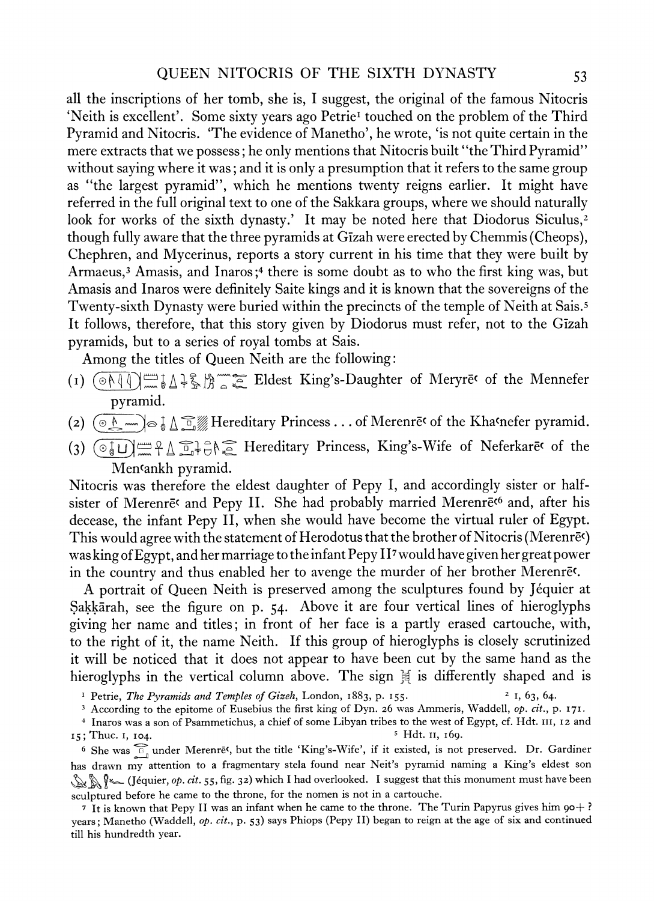all the inscriptions of her tomb, she is, I suggest, the original of the famous Nitocris 'Neith is excellent'. Some sixty years ago Petrie[1] touched on the problem of the Third Pyramid and Nitocris. 'The evidence of Manetho', he wrote, 'is not quite certain in the mere extracts that we possess; he only mentions that Nitocris built "the Third Pyramid" without saying where it was; and it is only a presumption that it refers to the same group as "the largest pyramid", which he mentions twenty reigns earlier. It might have referred in the full original text to one of the Sakkara groups, where we should naturally look for works of the sixth dynasty.' It may be noted here that Diodorus Siculus,[2] though fully aware that the three pyramids at Gīzah were erected by Chemmis (Cheops), Chephren, and Mycerinus, reports a story current in his time that they were built by Armaeus,[3] Amasis, and Inaros;[4] there is some doubt as to who the first king was, but Amasis and Inaros were definitely Saite kings and it is known that the sovereigns of the Twenty-sixth Dynasty were buried within the precincts of the temple of Neith at Sais.[5] It follows, therefore, that this story given by Diodorus must refer, not to the Gīzah pyramids, but to a series of royal tombs at Sais.

Among the titles of Queen Neith are the following:

(1) [hieroglyphs] Eldest King's-Daughter of Meryrēʿ of the Mennefer pyramid.

(2) [hieroglyphs] Hereditary Princess . . . of Merenrēʿ of the Khaʿnefer pyramid.

(3) [hieroglyphs] Hereditary Princess, King's-Wife of Neferkarēʿ of the Menʿankh pyramid.

Nitocris was therefore the eldest daughter of Pepy I, and accordingly sister or half-sister of Merenrēʿ and Pepy II. She had probably married Merenrēʿ[6] and, after his decease, the infant Pepy II, when she would have become the virtual ruler of Egypt. This would agree with the statement of Herodotus that the brother of Nitocris (Merenrēʿ) was king of Egypt, and her marriage to the infant Pepy II[7] would have given her great power in the country and thus enabled her to avenge the murder of her brother Merenrēʿ.

A portrait of Queen Neith is preserved among the sculptures found by Jéquier at Ṣakkārah, see the figure on p. 54. Above it are four vertical lines of hieroglyphs giving her name and titles; in front of her face is a partly erased cartouche, with, to the right of it, the name Neith. If this group of hieroglyphs is closely scrutinized it will be noticed that it does not appear to have been cut by the same hand as the hieroglyphs in the vertical column above. The sign [hieroglyph] is differently shaped and is

---

[1] Petrie, *The Pyramids and Temples of Gizeh*, London, 1883, p. 155.

[2] I, 63, 64.

[3] According to the epitome of Eusebius the first king of Dyn. 26 was Ammeris, Waddell, *op. cit.*, p. 171.

[4] Inaros was a son of Psammetichus, a chief of some Libyan tribes to the west of Egypt, cf. Hdt. III, 12 and 15; Thuc. I, 104.

[5] Hdt. II, 169.

[6] She was [hieroglyph] under Merenrēʿ, but the title 'King's-Wife', if it existed, is not preserved. Dr. Gardiner has drawn my attention to a fragmentary stela found near Neit's pyramid naming a King's eldest son [hieroglyphs] (Jéquier, *op. cit.* 55, fig. 32) which I had overlooked. I suggest that this monument must have been sculptured before he came to the throne, for the nomen is not in a cartouche.

[7] It is known that Pepy II was an infant when he came to the throne. The Turin Papyrus gives him 90+ ? years; Manetho (Waddell, *op. cit.*, p. 53) says Phiops (Pepy II) began to reign at the age of six and continued till his hundredth year.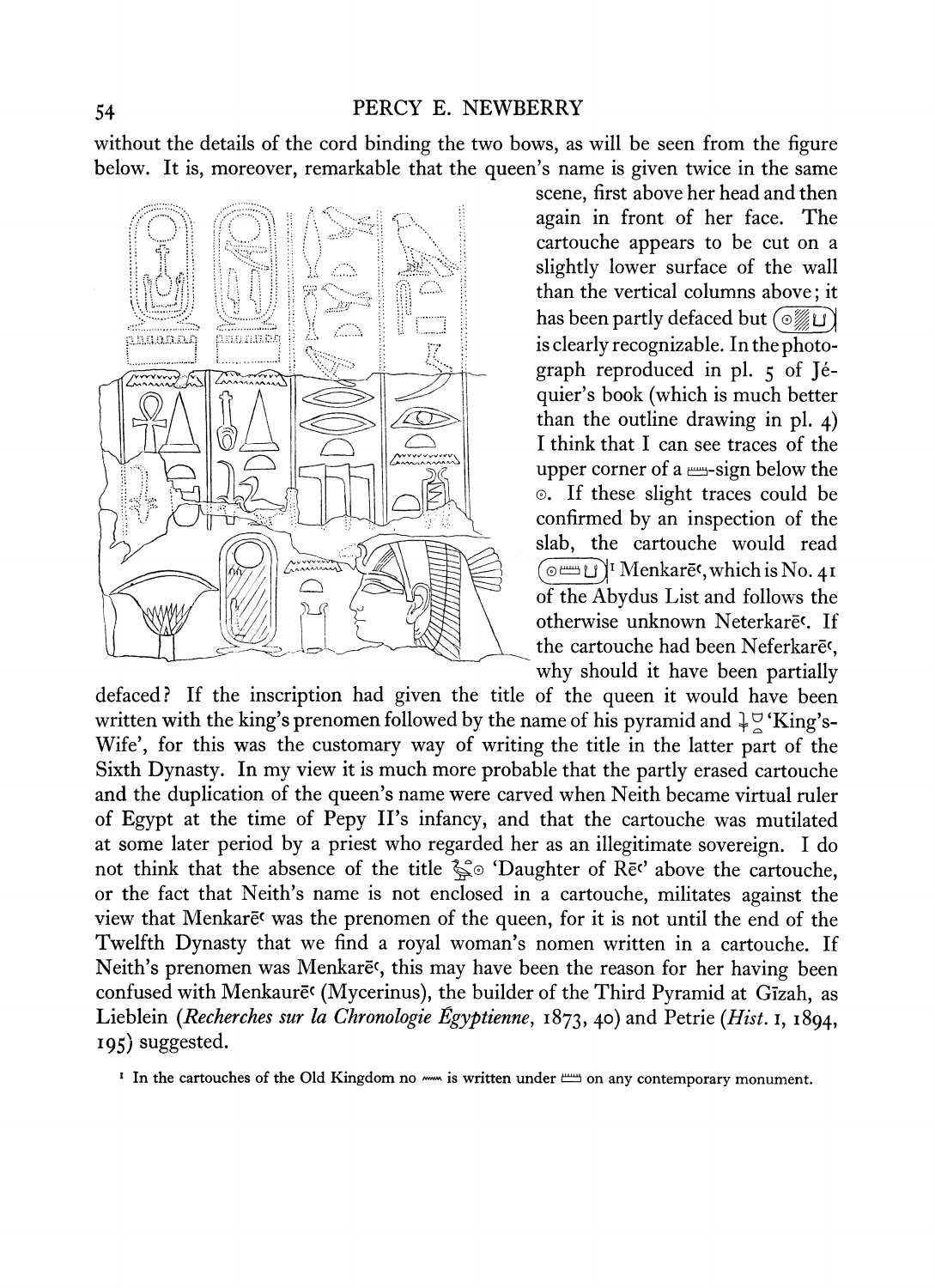without the details of the cord binding the two bows, as will be seen from the figure below. It is, moreover, remarkable that the queen's name is given twice in the same scene, first above her head and then again in front of her face. The cartouche appears to be cut on a slightly lower surface of the wall than the vertical columns above; it has been partly defaced but (☉▨⊔) is clearly recognizable. In the photograph reproduced in pl. 5 of Jéquier's book (which is much better than the outline drawing in pl. 4) I think that I can see traces of the upper corner of a ▭-sign below the ☉. If these slight traces could be confirmed by an inspection of the slab, the cartouche would read (☉▭⊔)[1] Menkarēʿ, which is No. 41 of the Abydus List and follows the otherwise unknown Neterkarēʿ. If the cartouche had been Neferkarēʿ, why should it have been partially defaced? If the inscription had given the title of the queen it would have been written with the king's prenomen followed by the name of his pyramid and 'King's-Wife', for this was the customary way of writing the title in the latter part of the Sixth Dynasty. In my view it is much more probable that the partly erased cartouche and the duplication of the queen's name were carved when Neith became virtual ruler of Egypt at the time of Pepy II's infancy, and that the cartouche was mutilated at some later period by a priest who regarded her as an illegitimate sovereign. I do not think that the absence of the title 'Daughter of Rēʿ' above the cartouche, or the fact that Neith's name is not enclosed in a cartouche, militates against the view that Menkarēʿ was the prenomen of the queen, for it is not until the end of the Twelfth Dynasty that we find a royal woman's nomen written in a cartouche. If Neith's prenomen was Menkarēʿ, this may have been the reason for her having been confused with Menkaurēʿ (Mycerinus), the builder of the Third Pyramid at Gīzah, as Lieblein (*Recherches sur la Chronologie Égyptienne*, 1873, 40) and Petrie (*Hist.* I, 1894, 195) suggested.

[1] In the cartouches of the Old Kingdom no ﹏ is written under ▭ on any contemporary monument.